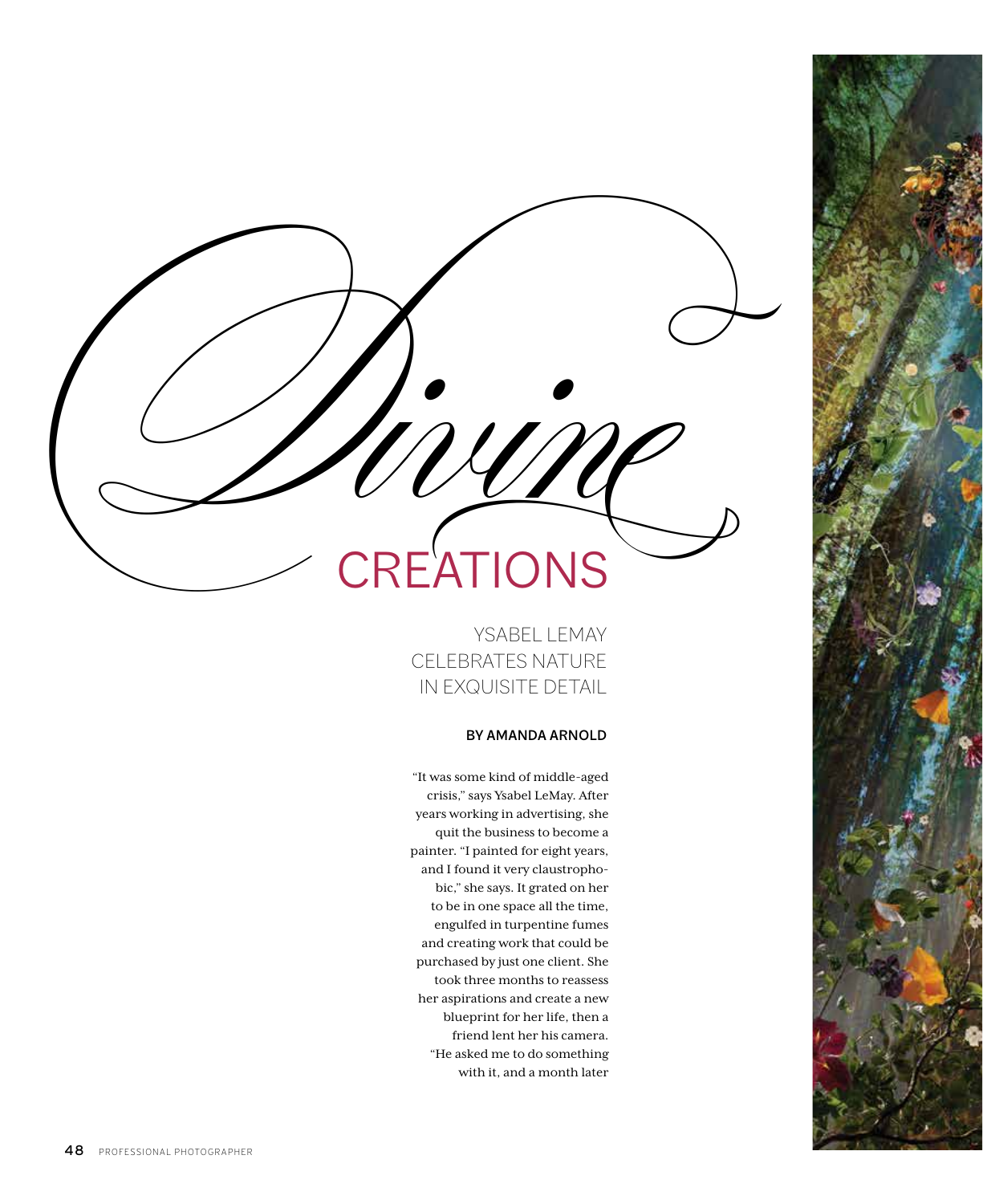# Divine CREATIONS

## YSABEL LEMAY CELEBRATES NATURE IN EXQUISITE DETAIL

**BY AMANDA ARNOLD**

"It was some kind of middle-aged crisis," says Ysabel LeMay. After years working in advertising, she quit the business to become a painter. "I painted for eight years, and I found it very claustrophobic," she says. It grated on her to be in one space all the time, engulfed in turpentine fumes and creating work that could be purchased by just one client. She took three months to reassess her aspirations and create a new blueprint for her life, then a friend lent her his camera. "He asked me to do something with it, and a month later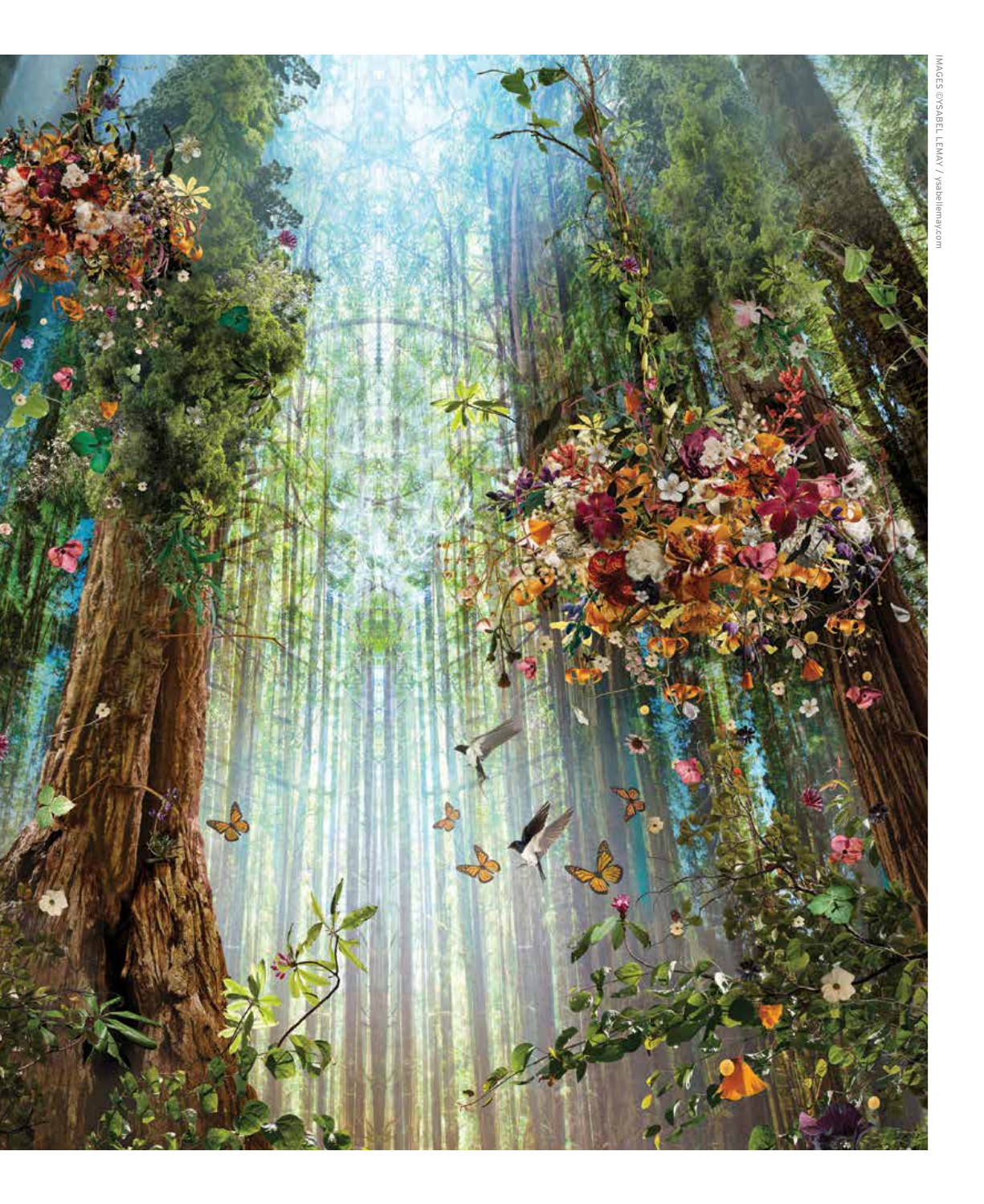IMAGES ©YSABEL LEMAY / ysabellemay.com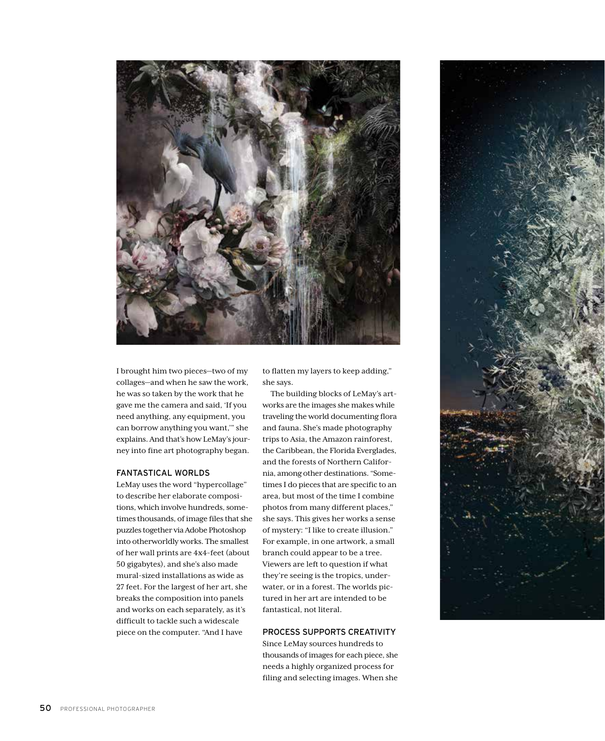I brought him two pieces—two of my collages—and when he saw the work, he was so taken by the work that he gave me the camera and said, 'If you need anything, any equipment, you can borrow anything you want,'" she explains. And that's how LeMay's journey into fine art photography began.

## FANTASTICAL WORLDS

LeMay uses the word "hypercollage" to describe her elaborate compositions, which involve hundreds, sometimes thousands, of image files that she puzzles together via Adobe Photoshop into otherworldly works. The smallest of her wall prints are 4x4-feet (about 50 gigabytes), and she's also made mural-sized installations as wide as 27 feet. For the largest of her art, she breaks the composition into panels and works on each separately, as it's difficult to tackle such a widescale piece on the computer. "And I have to flatten my layers to keep adding," she says.

The building blocks of LeMay's artworks are the images she makes while traveling the world documenting flora and fauna. She's made photography trips to Asia, the Amazon rainforest, the Caribbean, the Florida Everglades, and the forests of Northern California, among other destinations. "Sometimes I do pieces that are specific to an area, but most of the time I combine photos from many different places," she says. This gives her works a sense of mystery: "I like to create illusion." For example, in one artwork, a small branch could appear to be a tree. Viewers are left to question if what they're seeing is the tropics, underwater, or in a forest. The worlds pictured in her art are intended to be fantastical, not literal.

## PROCESS SUPPORTS CREATIVITY

Since LeMay sources hundreds to thousands of images for each piece, she needs a highly organized process for filing and selecting images. When she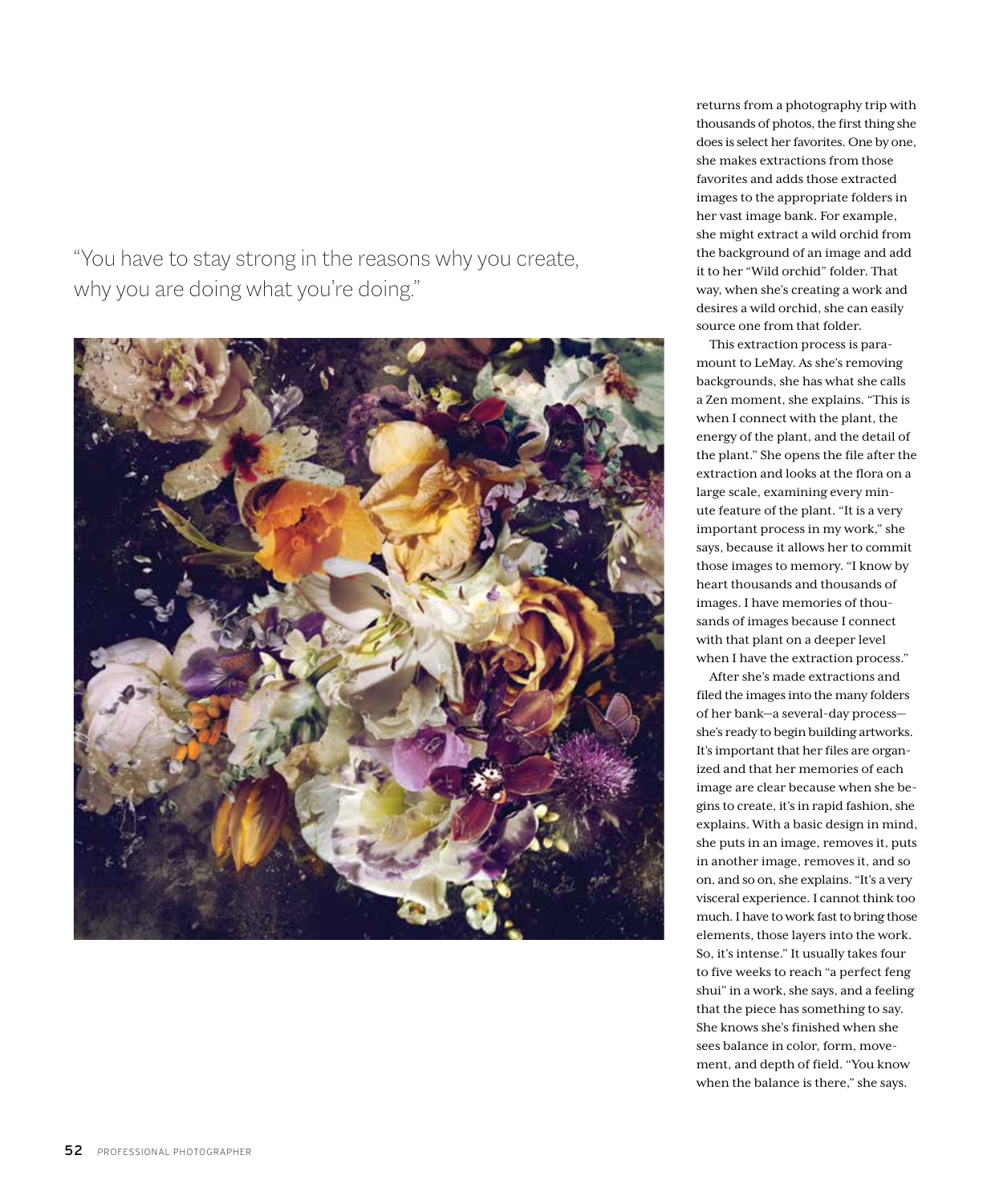"You have to stay strong in the reasons why you create, why you are doing what you're doing."

returns from a photography trip with thousands of photos, the first thing she does is select her favorites. One by one, she makes extractions from those favorites and adds those extracted images to the appropriate folders in her vast image bank. For example, she might extract a wild orchid from the background of an image and add it to her "Wild orchid" folder. That way, when she's creating a work and desires a wild orchid, she can easily source one from that folder.

This extraction process is paramount to LeMay. As she's removing backgrounds, she has what she calls a Zen moment, she explains. "This is when I connect with the plant, the energy of the plant, and the detail of the plant." She opens the file after the extraction and looks at the flora on a large scale, examining every minute feature of the plant. "It is a very important process in my work," she says, because it allows her to commit those images to memory. "I know by heart thousands and thousands of images. I have memories of thousands of images because I connect with that plant on a deeper level when I have the extraction process."

After she's made extractions and filed the images into the many folders of her bank—a several-day process—she's ready to begin building artworks. It's important that her files are organized and that her memories of each image are clear because when she begins to create, it's in rapid fashion, she explains. With a basic design in mind, she puts in an image, removes it, puts in another image, removes it, and so on, and so on, she explains. "It's a very visceral experience. I cannot think too much. I have to work fast to bring those elements, those layers into the work. So, it's intense." It usually takes four to five weeks to reach "a perfect feng shui" in a work, she says, and a feeling that the piece has something to say. She knows she's finished when she sees balance in color, form, movement, and depth of field. "You know when the balance is there," she says.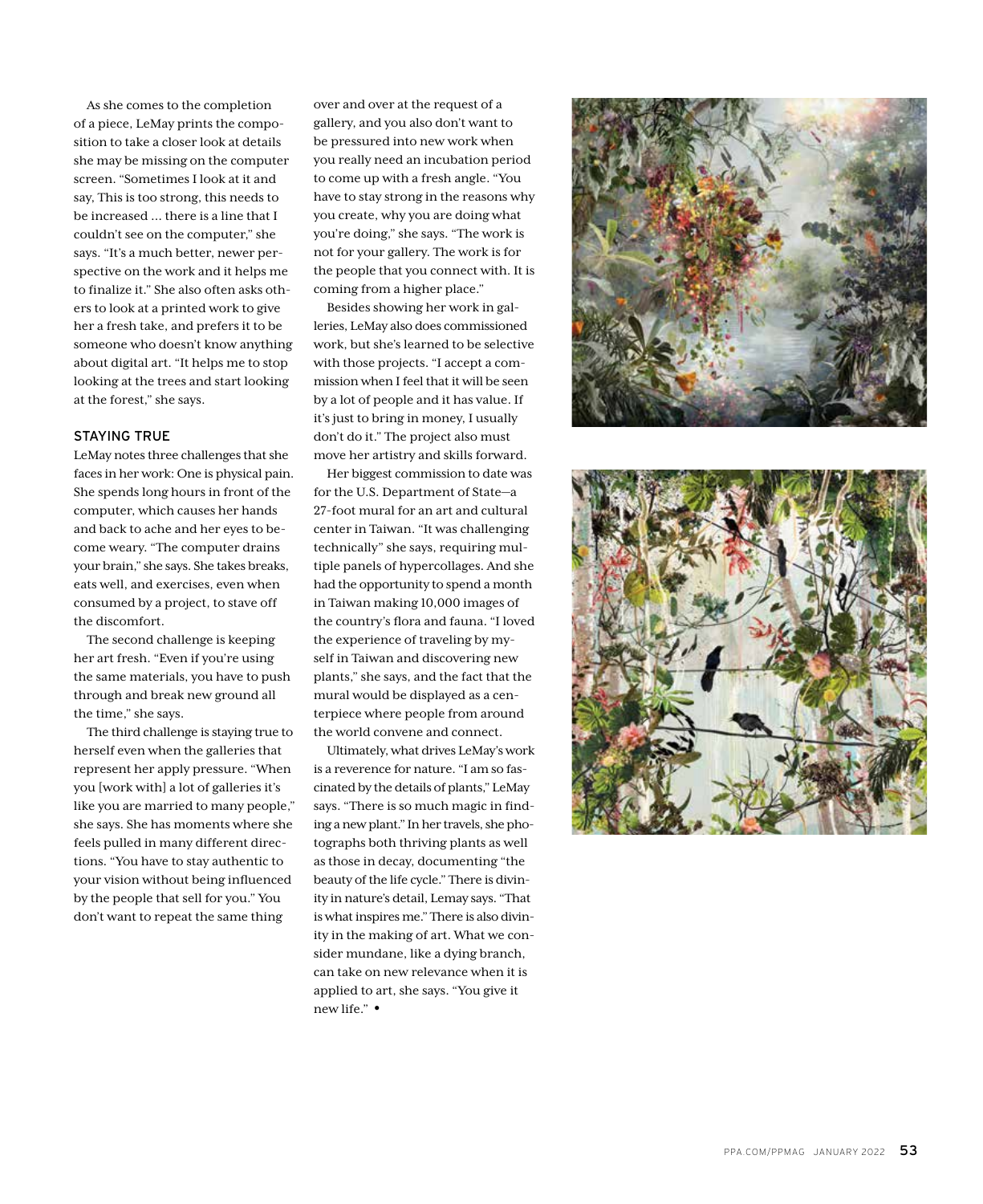As she comes to the completion of a piece, LeMay prints the composition to take a closer look at details she may be missing on the computer screen. "Sometimes I look at it and say, This is too strong, this needs to be increased … there is a line that I couldn't see on the computer," she says. "It's a much better, newer perspective on the work and it helps me to finalize it." She also often asks others to look at a printed work to give her a fresh take, and prefers it to be someone who doesn't know anything about digital art. "It helps me to stop looking at the trees and start looking at the forest," she says.

## STAYING TRUE

LeMay notes three challenges that she faces in her work: One is physical pain. She spends long hours in front of the computer, which causes her hands and back to ache and her eyes to become weary. "The computer drains your brain," she says. She takes breaks, eats well, and exercises, even when consumed by a project, to stave off the discomfort.

The second challenge is keeping her art fresh. "Even if you're using the same materials, you have to push through and break new ground all the time," she says.

The third challenge is staying true to herself even when the galleries that represent her apply pressure. "When you [work with] a lot of galleries it's like you are married to many people," she says. She has moments where she feels pulled in many different directions. "You have to stay authentic to your vision without being influenced by the people that sell for you." You don't want to repeat the same thing over and over at the request of a gallery, and you also don't want to be pressured into new work when you really need an incubation period to come up with a fresh angle. "You have to stay strong in the reasons why you create, why you are doing what you're doing," she says. "The work is not for your gallery. The work is for the people that you connect with. It is coming from a higher place."

Besides showing her work in galleries, LeMay also does commissioned work, but she's learned to be selective with those projects. "I accept a commission when I feel that it will be seen by a lot of people and it has value. If it's just to bring in money, I usually don't do it." The project also must move her artistry and skills forward.

Her biggest commission to date was for the U.S. Department of State—a 27-foot mural for an art and cultural center in Taiwan. "It was challenging technically" she says, requiring multiple panels of hypercollages. And she had the opportunity to spend a month in Taiwan making 10,000 images of the country's flora and fauna. "I loved the experience of traveling by myself in Taiwan and discovering new plants," she says, and the fact that the mural would be displayed as a centerpiece where people from around the world convene and connect.

Ultimately, what drives LeMay's work is a reverence for nature. "I am so fascinated by the details of plants," LeMay says. "There is so much magic in finding a new plant." In her travels, she photographs both thriving plants as well as those in decay, documenting "the beauty of the life cycle." There is divinity in nature's detail, Lemay says. "That is what inspires me." There is also divinity in the making of art. What we consider mundane, like a dying branch, can take on new relevance when it is applied to art, she says. "You give it new life." •